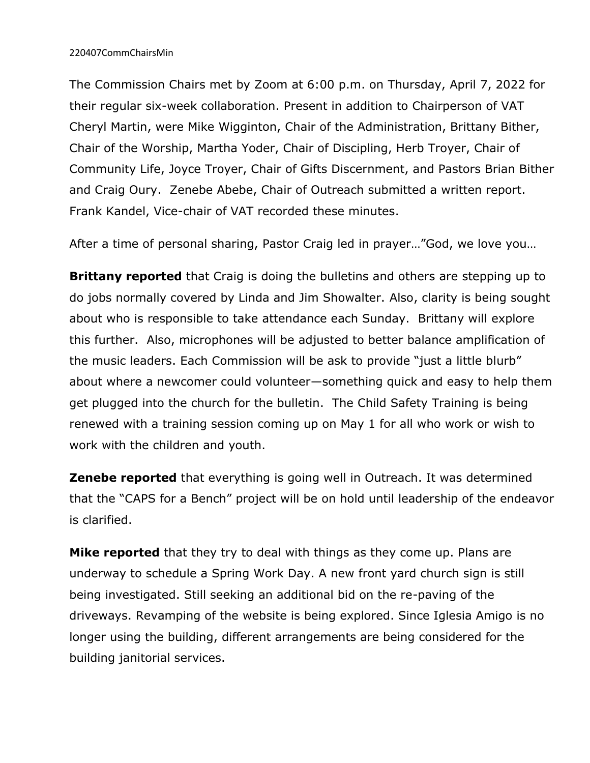220407CommChairsMin

The Commission Chairs met by Zoom at 6:00 p.m. on Thursday, April 7, 2022 for their regular six-week collaboration. Present in addition to Chairperson of VAT Cheryl Martin, were Mike Wigginton, Chair of the Administration, Brittany Bither, Chair of the Worship, Martha Yoder, Chair of Discipling, Herb Troyer, Chair of Community Life, Joyce Troyer, Chair of Gifts Discernment, and Pastors Brian Bither and Craig Oury. Zenebe Abebe, Chair of Outreach submitted a written report. Frank Kandel, Vice-chair of VAT recorded these minutes.

After a time of personal sharing, Pastor Craig led in prayer…"God, we love you…

**Brittany reported** that Craig is doing the bulletins and others are stepping up to do jobs normally covered by Linda and Jim Showalter. Also, clarity is being sought about who is responsible to take attendance each Sunday. Brittany will explore this further. Also, microphones will be adjusted to better balance amplification of the music leaders. Each Commission will be ask to provide "just a little blurb" about where a newcomer could volunteer—something quick and easy to help them get plugged into the church for the bulletin. The Child Safety Training is being renewed with a training session coming up on May 1 for all who work or wish to work with the children and youth.

**Zenebe reported** that everything is going well in Outreach. It was determined that the "CAPS for a Bench" project will be on hold until leadership of the endeavor is clarified.

**Mike reported** that they try to deal with things as they come up. Plans are underway to schedule a Spring Work Day. A new front yard church sign is still being investigated. Still seeking an additional bid on the re-paving of the driveways. Revamping of the website is being explored. Since Iglesia Amigo is no longer using the building, different arrangements are being considered for the building janitorial services.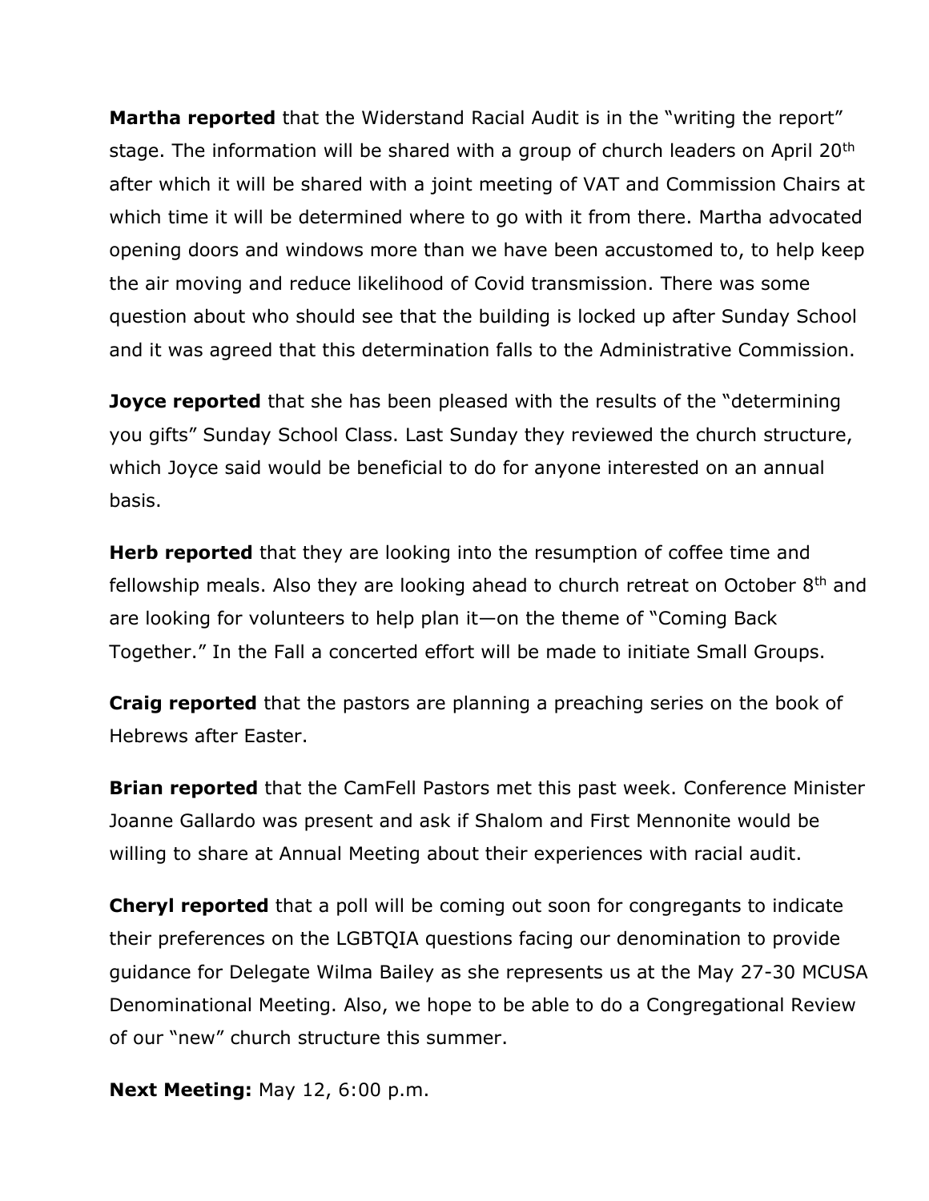**Martha reported** that the Widerstand Racial Audit is in the "writing the report" stage. The information will be shared with a group of church leaders on April 20th after which it will be shared with a joint meeting of VAT and Commission Chairs at which time it will be determined where to go with it from there. Martha advocated opening doors and windows more than we have been accustomed to, to help keep the air moving and reduce likelihood of Covid transmission. There was some question about who should see that the building is locked up after Sunday School and it was agreed that this determination falls to the Administrative Commission.

**Joyce reported** that she has been pleased with the results of the "determining you gifts" Sunday School Class. Last Sunday they reviewed the church structure, which Joyce said would be beneficial to do for anyone interested on an annual basis.

**Herb reported** that they are looking into the resumption of coffee time and fellowship meals. Also they are looking ahead to church retreat on October 8th and are looking for volunteers to help plan it—on the theme of "Coming Back Together." In the Fall a concerted effort will be made to initiate Small Groups.

**Craig reported** that the pastors are planning a preaching series on the book of Hebrews after Easter.

**Brian reported** that the CamFell Pastors met this past week. Conference Minister Joanne Gallardo was present and ask if Shalom and First Mennonite would be willing to share at Annual Meeting about their experiences with racial audit.

**Cheryl reported** that a poll will be coming out soon for congregants to indicate their preferences on the LGBTQIA questions facing our denomination to provide guidance for Delegate Wilma Bailey as she represents us at the May 27-30 MCUSA Denominational Meeting. Also, we hope to be able to do a Congregational Review of our "new" church structure this summer.

**Next Meeting:** May 12, 6:00 p.m.